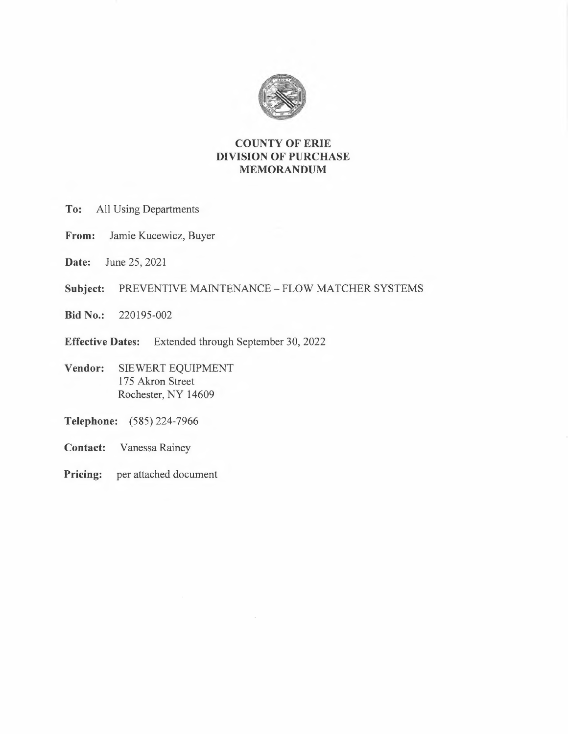# COUNTY OF ERIE
## DIVISION OF PURCHASE
## MEMORANDUM

**To:** All Using Departments

**From:** Jamie Kucewicz, Buyer

**Date:** June 25, 2021

**Subject:** PREVENTIVE MAINTENANCE – FLOW MATCHER SYSTEMS

**Bid No.:** 220195-002

**Effective Dates:** Extended through September 30, 2022

**Vendor:** SIEWERT EQUIPMENT
175 Akron Street
Rochester, NY 14609

**Telephone:** (585) 224-7966

**Contact:** Vanessa Rainey

**Pricing:** per attached document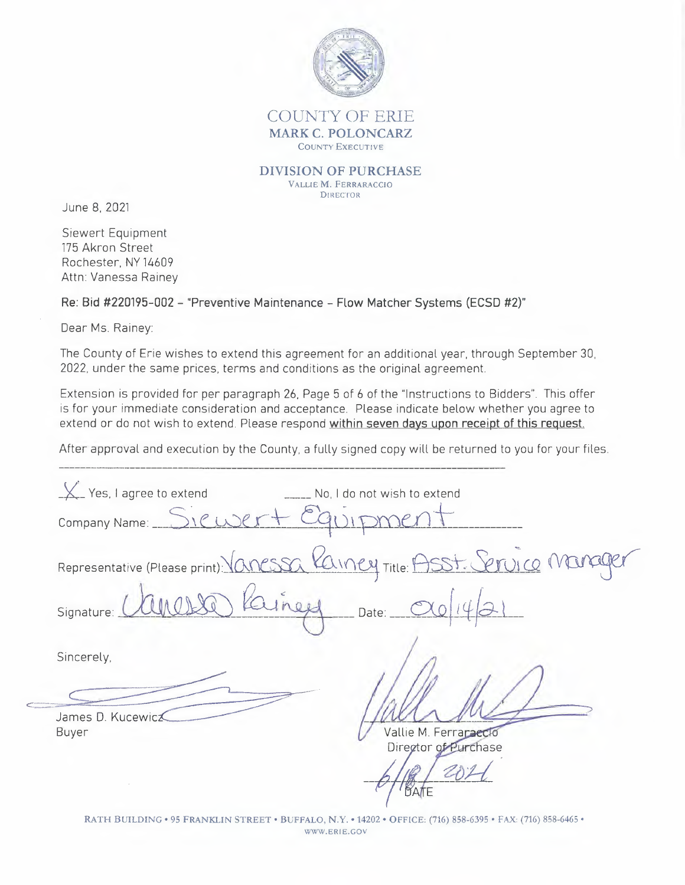# COUNTY OF ERIE

**MARK C. POLONCARZ**
COUNTY EXECUTIVE

**DIVISION OF PURCHASE**
VALLIE M. FERRARACCIO
DIRECTOR

June 8, 2021

Siewert Equipment
175 Akron Street
Rochester, NY 14609
Attn: Vanessa Rainey

**Re: Bid #220195-002 – "Preventive Maintenance – Flow Matcher Systems (ECSD #2)"**

Dear Ms. Rainey:

The County of Erie wishes to extend this agreement for an additional year, through September 30, 2022, under the same prices, terms and conditions as the original agreement.

Extension is provided for per paragraph 26, Page 5 of 6 of the "Instructions to Bidders". This offer is for your immediate consideration and acceptance. Please indicate below whether you agree to extend or do not wish to extend. Please respond within seven days upon receipt of this request.

After approval and execution by the County, a fully signed copy will be returned to you for your files.

---

X Yes, I agree to extend ____ No, I do not wish to extend

Company Name: Siewert Equipment

Representative (Please print): Vanessa Rainey Title: Asst. Service Manager

Signature: Vanessa Rainey Date: 06/14/21

Sincerely,

James D. Kucewicz
Buyer

Vallie M. Ferraraccio
Director of Purchase

6/18/2021
DATE

RATH BUILDING • 95 FRANKLIN STREET • BUFFALO, N.Y. • 14202 • OFFICE: (716) 858-6395 • FAX: (716) 858-6465 • WWW.ERIE.GOV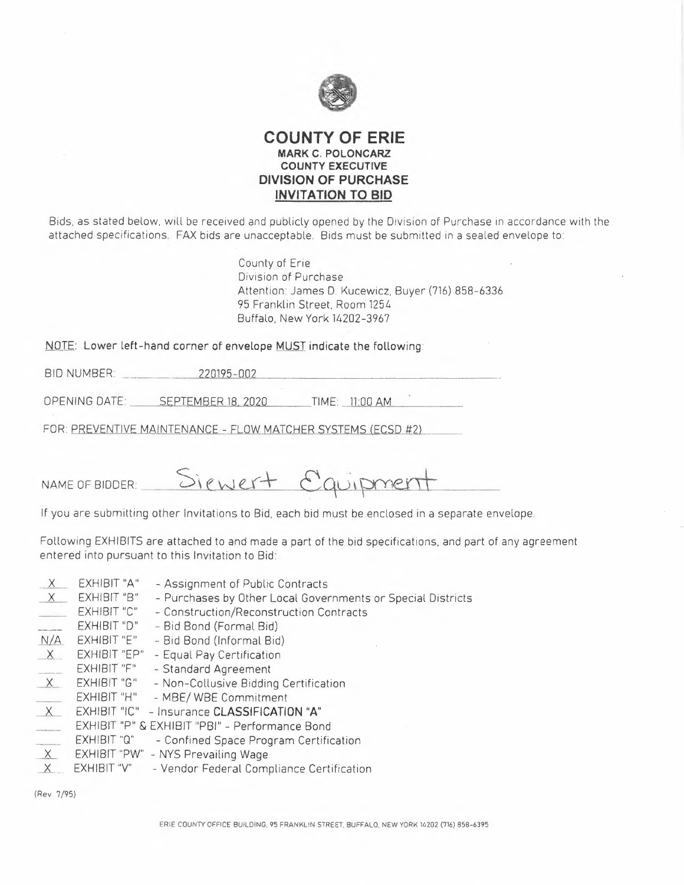# COUNTY OF ERIE

**MARK C. POLONCARZ**
**COUNTY EXECUTIVE**

## DIVISION OF PURCHASE

## INVITATION TO BID

Bids, as stated below, will be received and publicly opened by the Division of Purchase in accordance with the attached specifications. FAX bids are unacceptable. Bids must be submitted in a sealed envelope to:

County of Erie
Division of Purchase
Attention: James D. Kucewicz, Buyer (716) 858-6336
95 Franklin Street, Room 1254
Buffalo, New York 14202-3967

**NOTE: Lower left-hand corner of envelope MUST indicate the following:**

BID NUMBER: 220195-002

OPENING DATE: SEPTEMBER 18, 2020 TIME: 11:00 AM

FOR: PREVENTIVE MAINTENANCE - FLOW MATCHER SYSTEMS (ECSD #2)

NAME OF BIDDER: Siewert Equipment

If you are submitting other Invitations to Bid, each bid must be enclosed in a separate envelope.

Following EXHIBITS are attached to and made a part of the bid specifications, and part of any agreement entered into pursuant to this Invitation to Bid:

| | | |
|---|---|---|
| X | EXHIBIT "A" | - Assignment of Public Contracts |
| X | EXHIBIT "B" | - Purchases by Other Local Governments or Special Districts |
| ___ | EXHIBIT "C" | - Construction/Reconstruction Contracts |
| ___ | EXHIBIT "D" | - Bid Bond (Formal Bid) |
| N/A | EXHIBIT "E" | - Bid Bond (Informal Bid) |
| X | EXHIBIT "EP" | - Equal Pay Certification |
| ___ | EXHIBIT "F" | - Standard Agreement |
| X | EXHIBIT "G" | - Non-Collusive Bidding Certification |
| ___ | EXHIBIT "H" | - MBE/ WBE Commitment |
| X | EXHIBIT "IC" | - Insurance **CLASSIFICATION "A"** |
| ___ | EXHIBIT "P" & EXHIBIT "PBI" | - Performance Bond |
| ___ | EXHIBIT "Q" | - Confined Space Program Certification |
| X | EXHIBIT "PW" | - NYS Prevailing Wage |
| X | EXHIBIT "V" | - Vendor Federal Compliance Certification |

(Rev 7/95)

ERIE COUNTY OFFICE BUILDING, 95 FRANKLIN STREET, BUFFALO, NEW YORK 14202 (716) 858-6395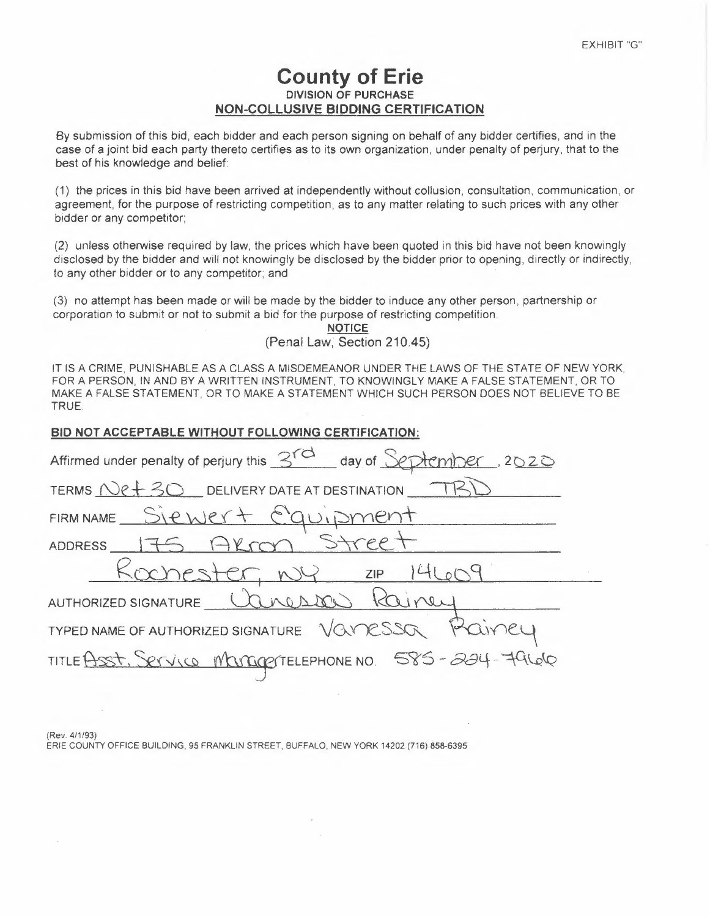EXHIBIT "G"

# County of Erie

**DIVISION OF PURCHASE**

## NON-COLLUSIVE BIDDING CERTIFICATION

By submission of this bid, each bidder and each person signing on behalf of any bidder certifies, and in the case of a joint bid each party thereto certifies as to its own organization, under penalty of perjury, that to the best of his knowledge and belief:

(1) the prices in this bid have been arrived at independently without collusion, consultation, communication, or agreement, for the purpose of restricting competition, as to any matter relating to such prices with any other bidder or any competitor;

(2) unless otherwise required by law, the prices which have been quoted in this bid have not been knowingly disclosed by the bidder and will not knowingly be disclosed by the bidder prior to opening, directly or indirectly, to any other bidder or to any competitor; and

(3) no attempt has been made or will be made by the bidder to induce any other person, partnership or corporation to submit or not to submit a bid for the purpose of restricting competition.

**NOTICE**

(Penal Law, Section 210.45)

IT IS A CRIME, PUNISHABLE AS A CLASS A MISDEMEANOR UNDER THE LAWS OF THE STATE OF NEW YORK, FOR A PERSON, IN AND BY A WRITTEN INSTRUMENT, TO KNOWINGLY MAKE A FALSE STATEMENT, OR TO MAKE A FALSE STATEMENT, OR TO MAKE A STATEMENT WHICH SUCH PERSON DOES NOT BELIEVE TO BE TRUE.

**BID NOT ACCEPTABLE WITHOUT FOLLOWING CERTIFICATION:**

Affirmed under penalty of perjury this 3rd day of September, 2020

TERMS Net 30 DELIVERY DATE AT DESTINATION TBD

FIRM NAME Siewert Equipment

ADDRESS 175 Akron Street

Rochester, NY ZIP 14609

AUTHORIZED SIGNATURE Vanessa Rainey

TYPED NAME OF AUTHORIZED SIGNATURE Vanessa Rainey

TITLE Asst. Service Manager TELEPHONE NO. 585-224-7966

(Rev. 4/1/93)
ERIE COUNTY OFFICE BUILDING, 95 FRANKLIN STREET, BUFFALO, NEW YORK 14202 (716) 858-6395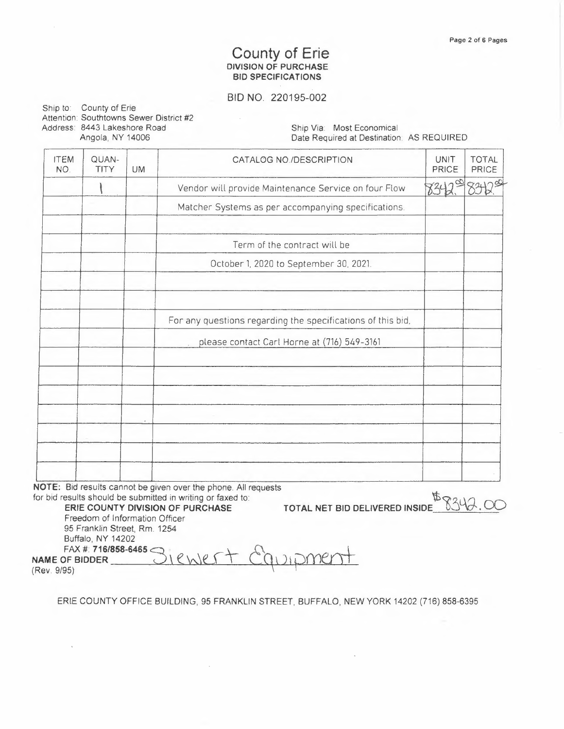# County of Erie

**DIVISION OF PURCHASE**

**BID SPECIFICATIONS**

BID NO. 220195-002

Ship to: County of Erie
Attention: Southtowns Sewer District #2
Address: 8443 Lakeshore Road
Angola, NY 14006

Ship Via: Most Economical
Date Required at Destination: AS REQUIRED

| ITEM NO. | QUAN-TITY | UM | CATALOG NO./DESCRIPTION | UNIT PRICE | TOTAL PRICE |
|---|---|---|---|---|---|
| | 1 | | Vendor will provide Maintenance Service on four Flow | 8342.00 | 8342.00 |
| | | | Matcher Systems as per accompanying specifications. | | |
| | | | | | |
| | | | Term of the contract will be | | |
| | | | October 1, 2020 to September 30, 2021. | | |
| | | | | | |
| | | | | | |
| | | | For any questions regarding the specifications of this bid, | | |
| | | | please contact Carl Horne at (716) 549-3161 | | |
| | | | | | |
| | | | | | |
| | | | | | |
| | | | | | |
| | | | | | |
| | | | | | |
| | | | | | |

**NOTE:** Bid results cannot be given over the phone. All requests for bid results should be submitted in writing or faxed to:

**ERIE COUNTY DIVISION OF PURCHASE**
Freedom of Information Officer
95 Franklin Street, Rm. 1254
Buffalo, NY 14202
FAX #: **716/858-6465**

**TOTAL NET BID DELIVERED INSIDE** $8342.00

**NAME OF BIDDER** Siewert Equipment

(Rev. 9/95)

ERIE COUNTY OFFICE BUILDING, 95 FRANKLIN STREET, BUFFALO, NEW YORK 14202 (716) 858-6395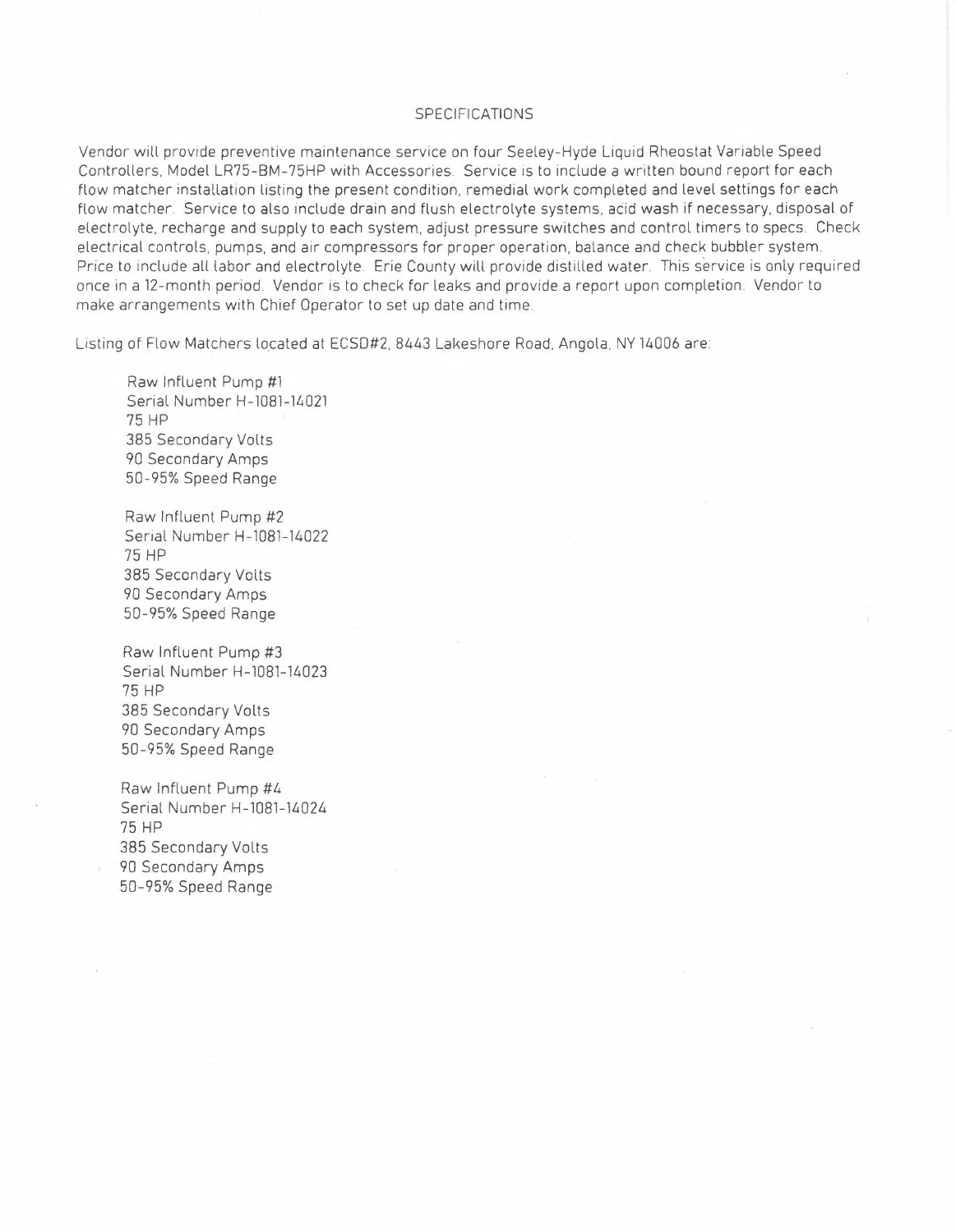# SPECIFICATIONS

Vendor will provide preventive maintenance service on four Seeley-Hyde Liquid Rheostat Variable Speed Controllers, Model LR75-BM-75HP with Accessories. Service is to include a written bound report for each flow matcher installation listing the present condition, remedial work completed and level settings for each flow matcher. Service to also include drain and flush electrolyte systems, acid wash if necessary, disposal of electrolyte, recharge and supply to each system, adjust pressure switches and control timers to specs. Check electrical controls, pumps, and air compressors for proper operation, balance and check bubbler system. Price to include all labor and electrolyte. Erie County will provide distilled water. This service is only required once in a 12-month period. Vendor is to check for leaks and provide a report upon completion. Vendor to make arrangements with Chief Operator to set up date and time.

Listing of Flow Matchers located at ECSD#2, 8443 Lakeshore Road, Angola, NY 14006 are:

Raw Influent Pump #1
Serial Number H-1081-14021
75 HP
385 Secondary Volts
90 Secondary Amps
50-95% Speed Range

Raw Influent Pump #2
Serial Number H-1081-14022
75 HP
385 Secondary Volts
90 Secondary Amps
50-95% Speed Range

Raw Influent Pump #3
Serial Number H-1081-14023
75 HP
385 Secondary Volts
90 Secondary Amps
50-95% Speed Range

Raw Influent Pump #4
Serial Number H-1081-14024
75 HP
385 Secondary Volts
90 Secondary Amps
50-95% Speed Range